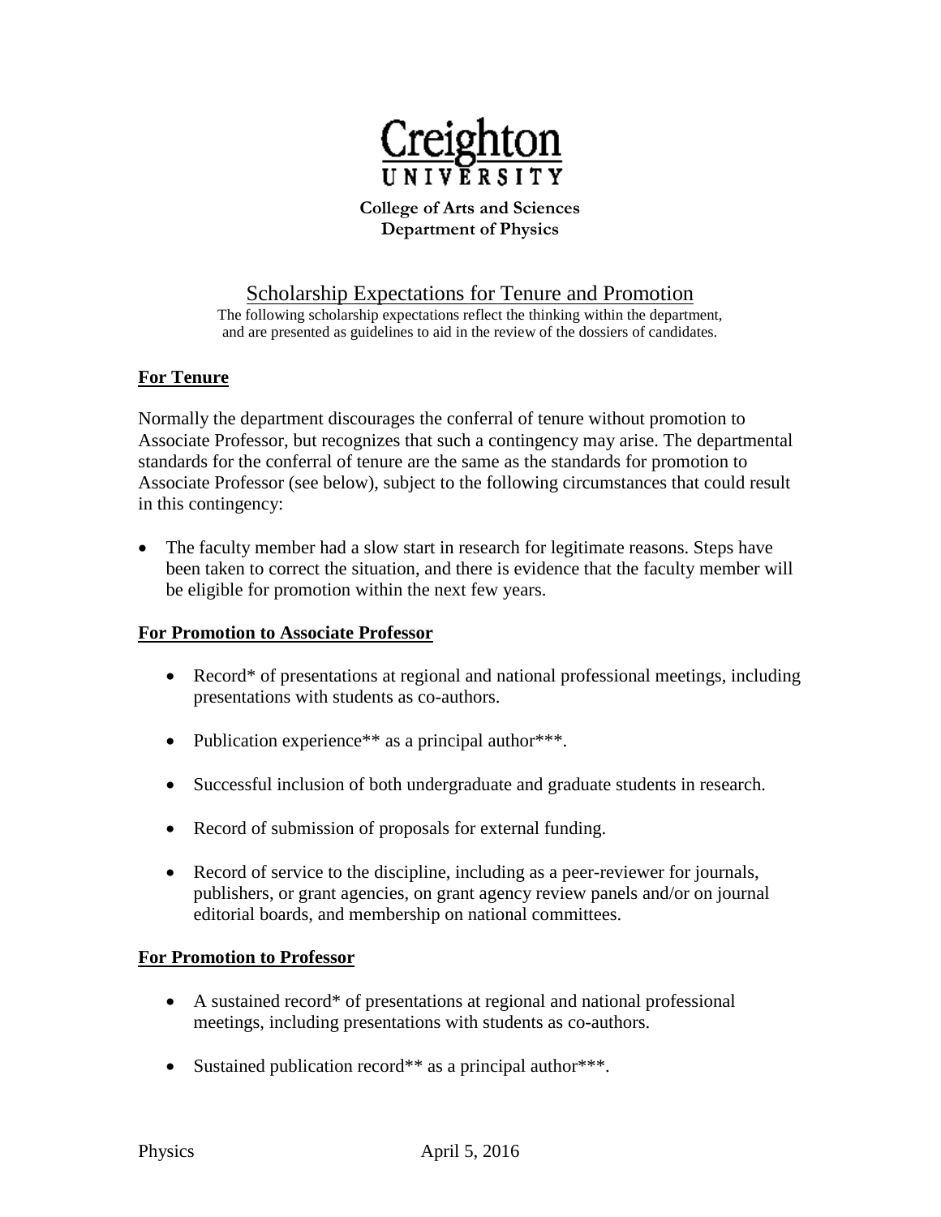**Creighton UNIVERSITY**

**College of Arts and Sciences**
**Department of Physics**

# Scholarship Expectations for Tenure and Promotion

The following scholarship expectations reflect the thinking within the department, and are presented as guidelines to aid in the review of the dossiers of candidates.

## For Tenure

Normally the department discourages the conferral of tenure without promotion to Associate Professor, but recognizes that such a contingency may arise. The departmental standards for the conferral of tenure are the same as the standards for promotion to Associate Professor (see below), subject to the following circumstances that could result in this contingency:

- The faculty member had a slow start in research for legitimate reasons. Steps have been taken to correct the situation, and there is evidence that the faculty member will be eligible for promotion within the next few years.

## For Promotion to Associate Professor

- Record* of presentations at regional and national professional meetings, including presentations with students as co-authors.
- Publication experience** as a principal author***.
- Successful inclusion of both undergraduate and graduate students in research.
- Record of submission of proposals for external funding.
- Record of service to the discipline, including as a peer-reviewer for journals, publishers, or grant agencies, on grant agency review panels and/or on journal editorial boards, and membership on national committees.

## For Promotion to Professor

- A sustained record* of presentations at regional and national professional meetings, including presentations with students as co-authors.
- Sustained publication record** as a principal author***.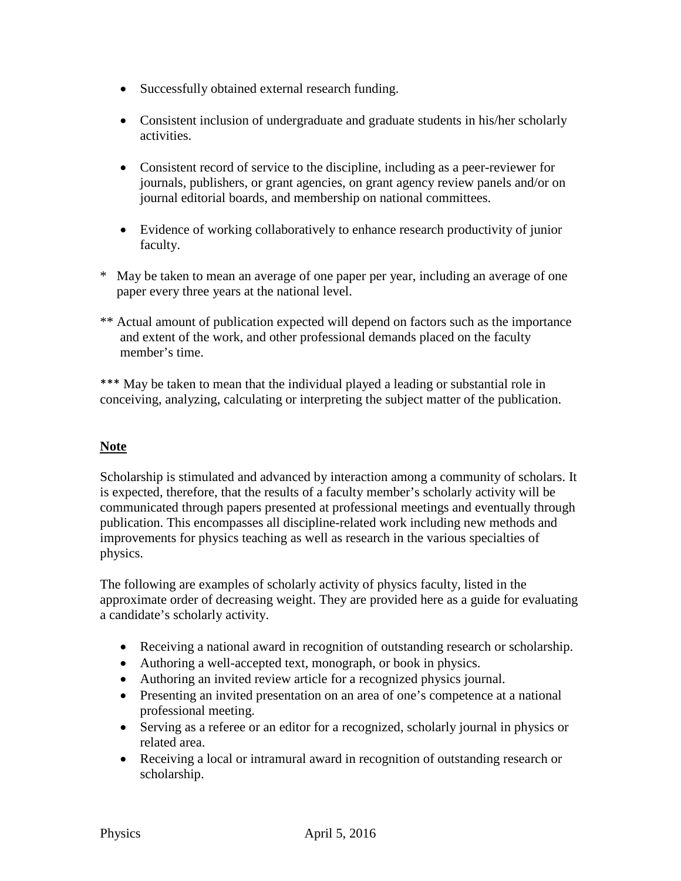- Successfully obtained external research funding.

- Consistent inclusion of undergraduate and graduate students in his/her scholarly activities.

- Consistent record of service to the discipline, including as a peer-reviewer for journals, publishers, or grant agencies, on grant agency review panels and/or on journal editorial boards, and membership on national committees.

- Evidence of working collaboratively to enhance research productivity of junior faculty.

\* May be taken to mean an average of one paper per year, including an average of one paper every three years at the national level.

\** Actual amount of publication expected will depend on factors such as the importance and extent of the work, and other professional demands placed on the faculty member's time.

\*** May be taken to mean that the individual played a leading or substantial role in conceiving, analyzing, calculating or interpreting the subject matter of the publication.

**<u>Note</u>**

Scholarship is stimulated and advanced by interaction among a community of scholars. It is expected, therefore, that the results of a faculty member's scholarly activity will be communicated through papers presented at professional meetings and eventually through publication. This encompasses all discipline-related work including new methods and improvements for physics teaching as well as research in the various specialties of physics.

The following are examples of scholarly activity of physics faculty, listed in the approximate order of decreasing weight. They are provided here as a guide for evaluating a candidate's scholarly activity.

- Receiving a national award in recognition of outstanding research or scholarship.
- Authoring a well-accepted text, monograph, or book in physics.
- Authoring an invited review article for a recognized physics journal.
- Presenting an invited presentation on an area of one's competence at a national professional meeting.
- Serving as a referee or an editor for a recognized, scholarly journal in physics or related area.
- Receiving a local or intramural award in recognition of outstanding research or scholarship.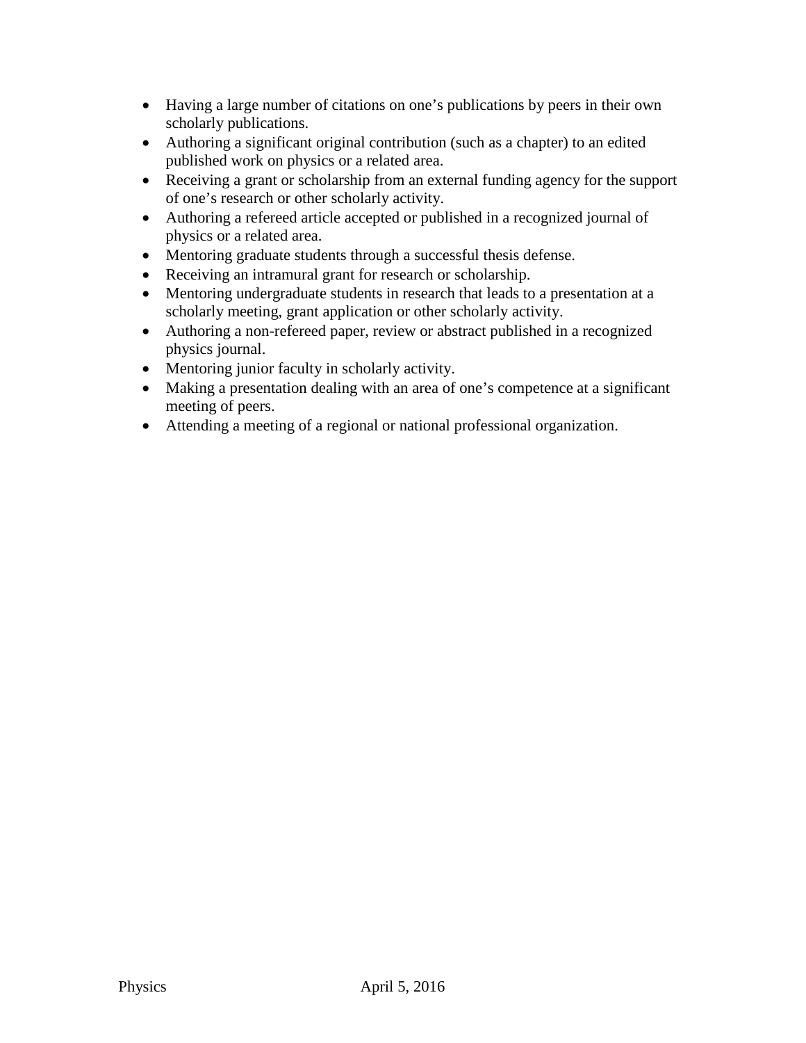- Having a large number of citations on one's publications by peers in their own scholarly publications.
- Authoring a significant original contribution (such as a chapter) to an edited published work on physics or a related area.
- Receiving a grant or scholarship from an external funding agency for the support of one's research or other scholarly activity.
- Authoring a refereed article accepted or published in a recognized journal of physics or a related area.
- Mentoring graduate students through a successful thesis defense.
- Receiving an intramural grant for research or scholarship.
- Mentoring undergraduate students in research that leads to a presentation at a scholarly meeting, grant application or other scholarly activity.
- Authoring a non-refereed paper, review or abstract published in a recognized physics journal.
- Mentoring junior faculty in scholarly activity.
- Making a presentation dealing with an area of one's competence at a significant meeting of peers.
- Attending a meeting of a regional or national professional organization.